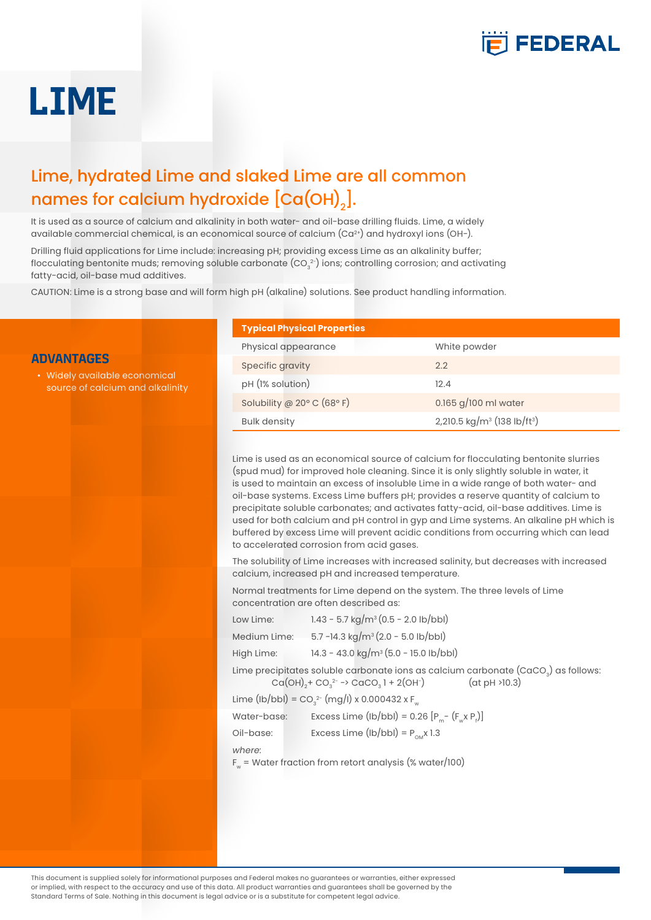# LIME

## Lime, hydrated Lime and slaked Lime are all common names for calcium hydroxide [$Ca(OH)_2$].

It is used as a source of calcium and alkalinity in both water- and oil-base drilling fluids. Lime, a widely available commercial chemical, is an economical source of calcium ($Ca^{2+}$) and hydroxyl ions (OH-).

Drilling fluid applications for Lime include: increasing pH; providing excess Lime as an alkalinity buffer; flocculating bentonite muds; removing soluble carbonate ($CO_3^{2-}$) ions; controlling corrosion; and activating fatty-acid, oil-base mud additives.

CAUTION: Lime is a strong base and will form high pH (alkaline) solutions. See product handling information.

## ADVANTAGES

- Widely available economical source of calcium and alkalinity

| Typical Physical Properties | |
|---|---|
| Physical appearance | White powder |
| Specific gravity | 2.2 |
| pH (1% solution) | 12.4 |
| Solubility @ 20° C (68° F) | 0.165 g/100 ml water |
| Bulk density | 2,210.5 kg/m³ (138 lb/ft³) |

Lime is used as an economical source of calcium for flocculating bentonite slurries (spud mud) for improved hole cleaning. Since it is only slightly soluble in water, it is used to maintain an excess of insoluble Lime in a wide range of both water- and oil-base systems. Excess Lime buffers pH; provides a reserve quantity of calcium to precipitate soluble carbonates; and activates fatty-acid, oil-base additives. Lime is used for both calcium and pH control in gyp and Lime systems. An alkaline pH which is buffered by excess Lime will prevent acidic conditions from occurring which can lead to accelerated corrosion from acid gases.

The solubility of Lime increases with increased salinity, but decreases with increased calcium, increased pH and increased temperature.

Normal treatments for Lime depend on the system. The three levels of Lime concentration are often described as:

Low Lime: 1.43 - 5.7 kg/m³ (0.5 - 2.0 lb/bbl)

Medium Lime: 5.7 -14.3 kg/m³ (2.0 - 5.0 lb/bbl)

High Lime: 14.3 - 43.0 kg/m³ (5.0 - 15.0 lb/bbl)

Lime precipitates soluble carbonate ions as calcium carbonate ($CaCO_3$) as follows:

$$Ca(OH)_2 + CO_3^{2-} \rightarrow CaCO_3 \downarrow + 2(OH^-) \quad \text{(at pH >10.3)}$$

Lime (lb/bbl) = $CO_3^{2-}$ (mg/l) x 0.000432 x $F_w$

Water-base: Excess Lime (lb/bbl) = 0.26 [$P_m$ - ($F_w$ x $P_f$)]

Oil-base: Excess Lime (lb/bbl) = $P_{OM}$ x 1.3

*where*:

$F_w$ = Water fraction from retort analysis (% water/100)

This document is supplied solely for informational purposes and Federal makes no guarantees or warranties, either expressed or implied, with respect to the accuracy and use of this data. All product warranties and guarantees shall be governed by the Standard Terms of Sale. Nothing in this document is legal advice or is a substitute for competent legal advice.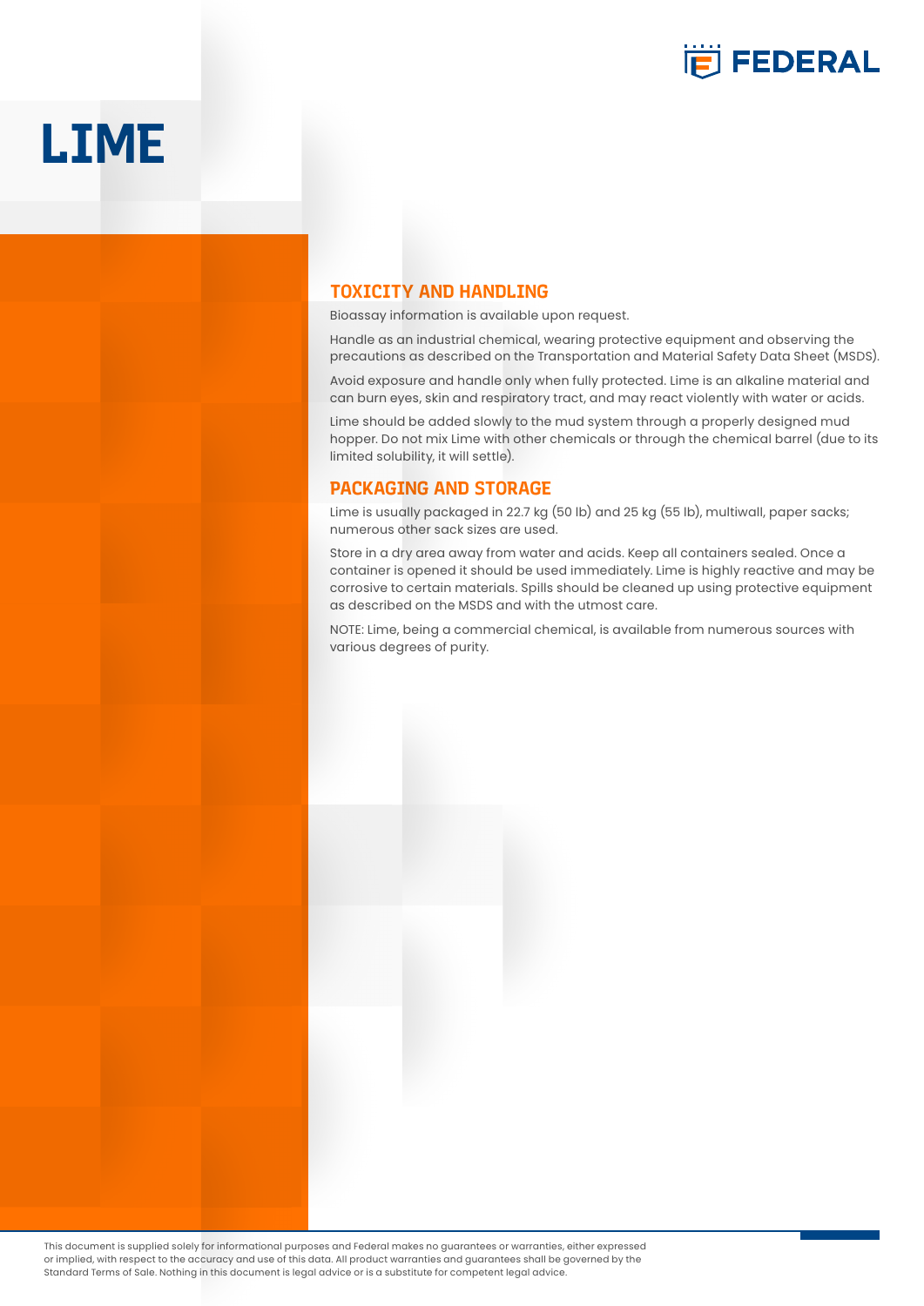# LIME

## TOXICITY AND HANDLING

Bioassay information is available upon request.

Handle as an industrial chemical, wearing protective equipment and observing the precautions as described on the Transportation and Material Safety Data Sheet (MSDS).

Avoid exposure and handle only when fully protected. Lime is an alkaline material and can burn eyes, skin and respiratory tract, and may react violently with water or acids.

Lime should be added slowly to the mud system through a properly designed mud hopper. Do not mix Lime with other chemicals or through the chemical barrel (due to its limited solubility, it will settle).

## PACKAGING AND STORAGE

Lime is usually packaged in 22.7 kg (50 lb) and 25 kg (55 lb), multiwall, paper sacks; numerous other sack sizes are used.

Store in a dry area away from water and acids. Keep all containers sealed. Once a container is opened it should be used immediately. Lime is highly reactive and may be corrosive to certain materials. Spills should be cleaned up using protective equipment as described on the MSDS and with the utmost care.

NOTE: Lime, being a commercial chemical, is available from numerous sources with various degrees of purity.

This document is supplied solely for informational purposes and Federal makes no guarantees or warranties, either expressed or implied, with respect to the accuracy and use of this data. All product warranties and guarantees shall be governed by the Standard Terms of Sale. Nothing in this document is legal advice or is a substitute for competent legal advice.